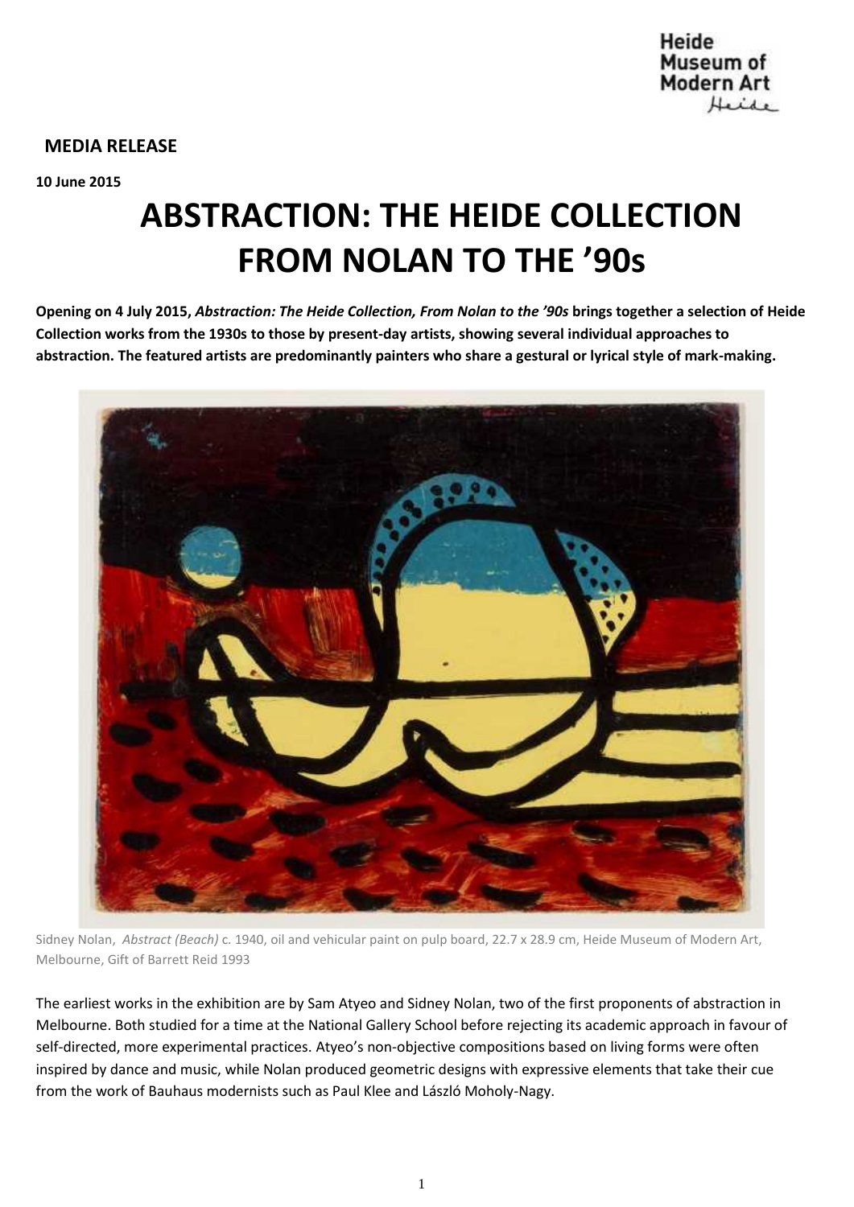**MEDIA RELEASE**

**10 June 2015**

# ABSTRACTION: THE HEIDE COLLECTION FROM NOLAN TO THE '90s

**Opening on 4 July 2015, *Abstraction: The Heide Collection, From Nolan to the '90s* brings together a selection of Heide Collection works from the 1930s to those by present-day artists, showing several individual approaches to abstraction. The featured artists are predominantly painters who share a gestural or lyrical style of mark-making.**

Sidney Nolan, *Abstract (Beach)* c. 1940, oil and vehicular paint on pulp board, 22.7 x 28.9 cm, Heide Museum of Modern Art, Melbourne, Gift of Barrett Reid 1993

The earliest works in the exhibition are by Sam Atyeo and Sidney Nolan, two of the first proponents of abstraction in Melbourne. Both studied for a time at the National Gallery School before rejecting its academic approach in favour of self-directed, more experimental practices. Atyeo's non-objective compositions based on living forms were often inspired by dance and music, while Nolan produced geometric designs with expressive elements that take their cue from the work of Bauhaus modernists such as Paul Klee and László Moholy-Nagy.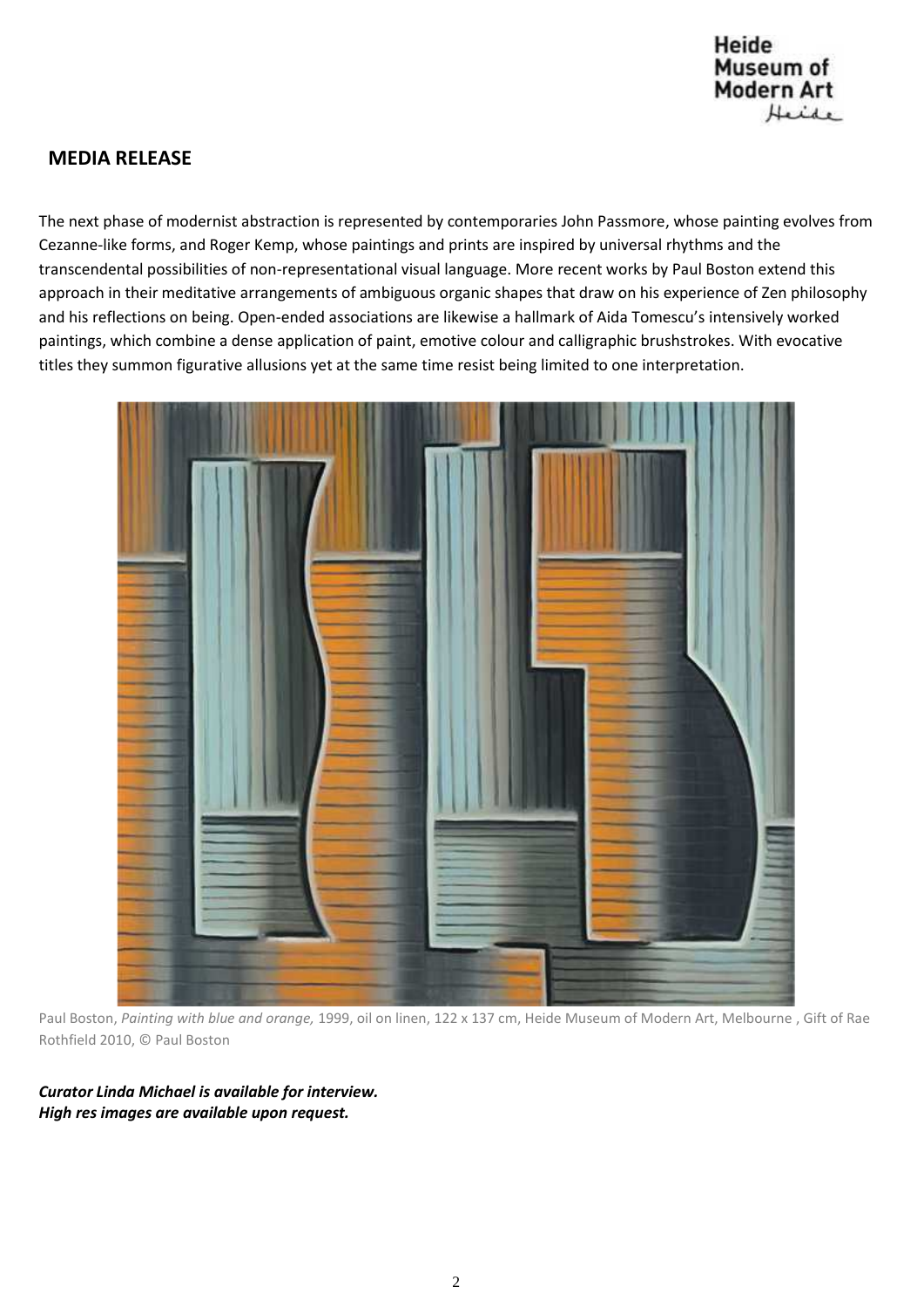## MEDIA RELEASE

The next phase of modernist abstraction is represented by contemporaries John Passmore, whose painting evolves from Cezanne-like forms, and Roger Kemp, whose paintings and prints are inspired by universal rhythms and the transcendental possibilities of non-representational visual language. More recent works by Paul Boston extend this approach in their meditative arrangements of ambiguous organic shapes that draw on his experience of Zen philosophy and his reflections on being. Open-ended associations are likewise a hallmark of Aida Tomescu's intensively worked paintings, which combine a dense application of paint, emotive colour and calligraphic brushstrokes. With evocative titles they summon figurative allusions yet at the same time resist being limited to one interpretation.

Paul Boston, *Painting with blue and orange,* 1999, oil on linen, 122 x 137 cm, Heide Museum of Modern Art, Melbourne , Gift of Rae Rothfield 2010, © Paul Boston

***Curator Linda Michael is available for interview.***
***High res images are available upon request.***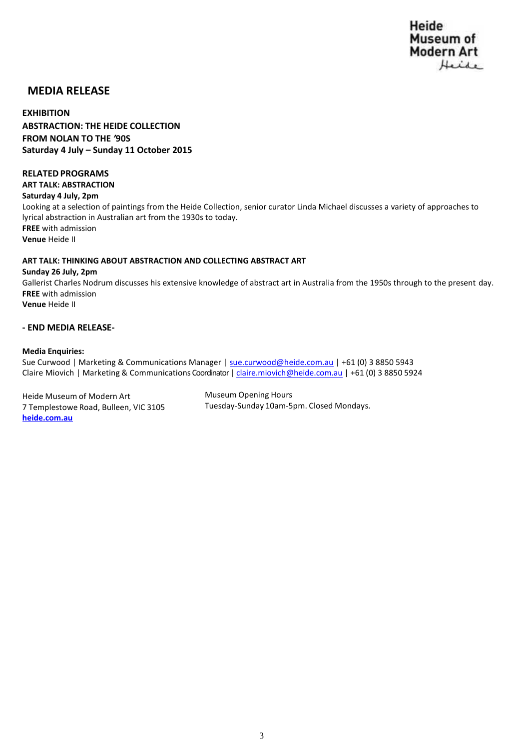Heide
Museum of
Modern Art

## MEDIA RELEASE

**EXHIBITION**
**ABSTRACTION: THE HEIDE COLLECTION**
**FROM NOLAN TO THE ’90S**
**Saturday 4 July – Sunday 11 October 2015**

**RELATED PROGRAMS**
**ART TALK: ABSTRACTION**
**Saturday 4 July, 2pm**
Looking at a selection of paintings from the Heide Collection, senior curator Linda Michael discusses a variety of approaches to lyrical abstraction in Australian art from the 1930s to today.
**FREE** with admission
**Venue** Heide II

**ART TALK: THINKING ABOUT ABSTRACTION AND COLLECTING ABSTRACT ART**
**Sunday 26 July, 2pm**
Gallerist Charles Nodrum discusses his extensive knowledge of abstract art in Australia from the 1950s through to the present day.
**FREE** with admission
**Venue** Heide II

**- END MEDIA RELEASE-**

**Media Enquiries:**
Sue Curwood | Marketing & Communications Manager | sue.curwood@heide.com.au | +61 (0) 3 8850 5943
Claire Miovich | Marketing & Communications Coordinator | claire.miovich@heide.com.au | +61 (0) 3 8850 5924

Heide Museum of Modern Art
7 Templestowe Road, Bulleen, VIC 3105
**heide.com.au**

Museum Opening Hours
Tuesday-Sunday 10am-5pm. Closed Mondays.